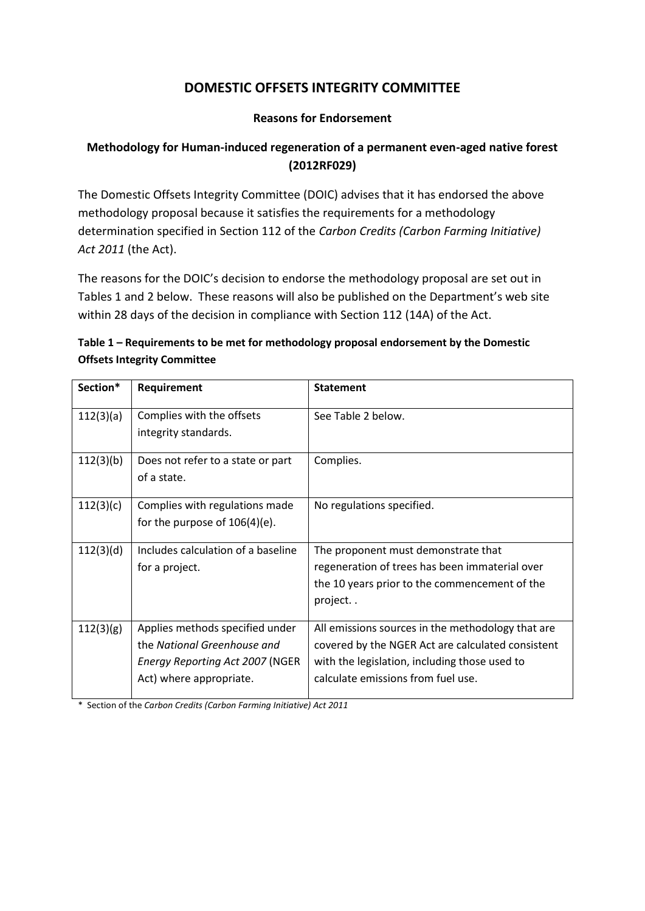# DOMESTIC OFFSETS INTEGRITY COMMITTEE

**Reasons for Endorsement**

## Methodology for Human-induced regeneration of a permanent even-aged native forest (2012RF029)

The Domestic Offsets Integrity Committee (DOIC) advises that it has endorsed the above methodology proposal because it satisfies the requirements for a methodology determination specified in Section 112 of the *Carbon Credits (Carbon Farming Initiative) Act 2011* (the Act).

The reasons for the DOIC's decision to endorse the methodology proposal are set out in Tables 1 and 2 below. These reasons will also be published on the Department's web site within 28 days of the decision in compliance with Section 112 (14A) of the Act.

**Table 1 – Requirements to be met for methodology proposal endorsement by the Domestic Offsets Integrity Committee**

| Section* | Requirement | Statement |
|---|---|---|
| 112(3)(a) | Complies with the offsets integrity standards. | See Table 2 below. |
| 112(3)(b) | Does not refer to a state or part of a state. | Complies. |
| 112(3)(c) | Complies with regulations made for the purpose of 106(4)(e). | No regulations specified. |
| 112(3)(d) | Includes calculation of a baseline for a project. | The proponent must demonstrate that regeneration of trees has been immaterial over the 10 years prior to the commencement of the project. . |
| 112(3)(g) | Applies methods specified under the *National Greenhouse and Energy Reporting Act 2007* (NGER Act) where appropriate. | All emissions sources in the methodology that are covered by the NGER Act are calculated consistent with the legislation, including those used to calculate emissions from fuel use. |

\* Section of the *Carbon Credits (Carbon Farming Initiative) Act 2011*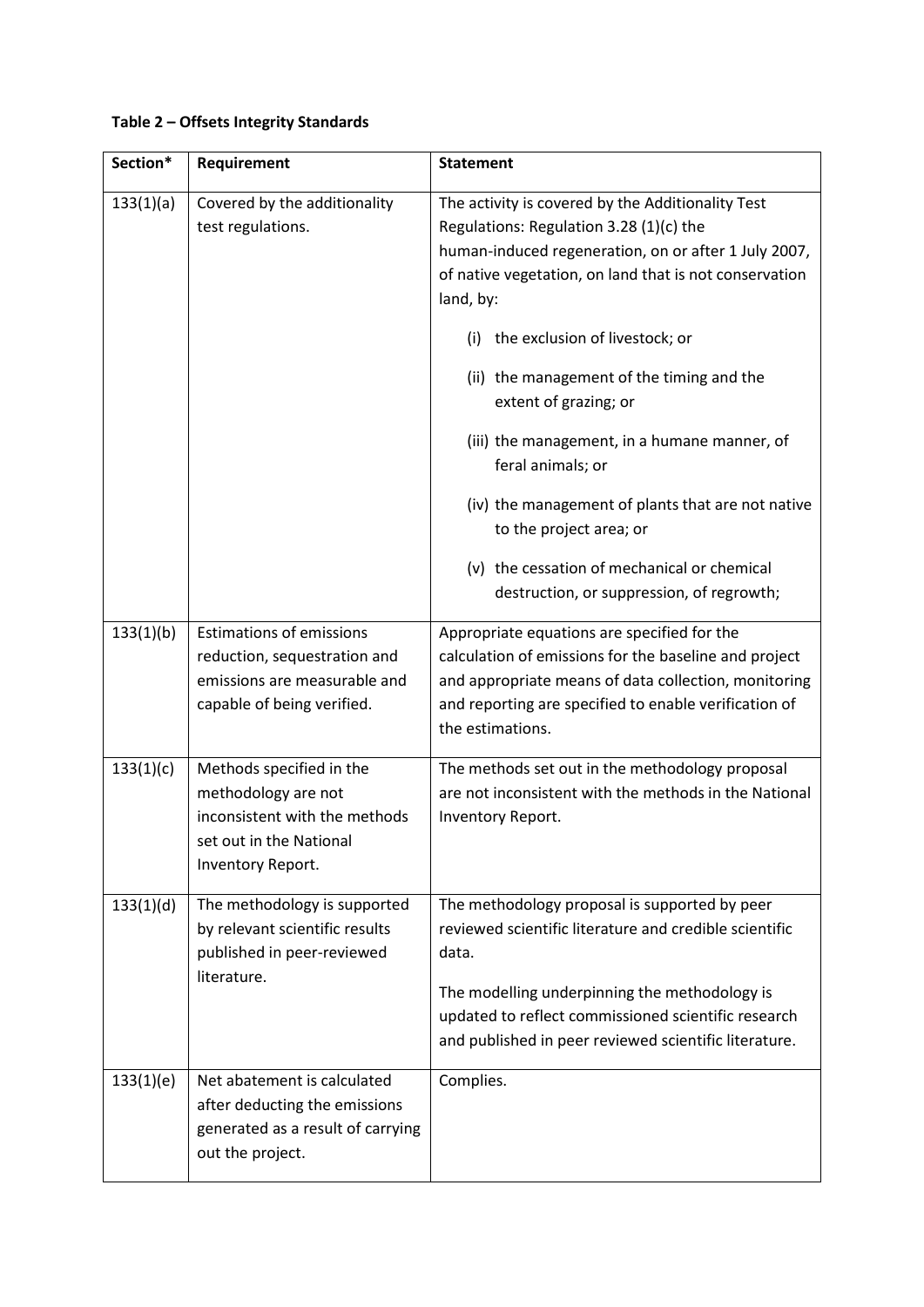**Table 2 – Offsets Integrity Standards**

| Section* | Requirement | Statement |
|---|---|---|
| 133(1)(a) | Covered by the additionality test regulations. | The activity is covered by the Additionality Test Regulations: Regulation 3.28 (1)(c) the human-induced regeneration, on or after 1 July 2007, of native vegetation, on land that is not conservation land, by:<br><br>(i) the exclusion of livestock; or<br><br>(ii) the management of the timing and the extent of grazing; or<br><br>(iii) the management, in a humane manner, of feral animals; or<br><br>(iv) the management of plants that are not native to the project area; or<br><br>(v) the cessation of mechanical or chemical destruction, or suppression, of regrowth; |
| 133(1)(b) | Estimations of emissions reduction, sequestration and emissions are measurable and capable of being verified. | Appropriate equations are specified for the calculation of emissions for the baseline and project and appropriate means of data collection, monitoring and reporting are specified to enable verification of the estimations. |
| 133(1)(c) | Methods specified in the methodology are not inconsistent with the methods set out in the National Inventory Report. | The methods set out in the methodology proposal are not inconsistent with the methods in the National Inventory Report. |
| 133(1)(d) | The methodology is supported by relevant scientific results published in peer-reviewed literature. | The methodology proposal is supported by peer reviewed scientific literature and credible scientific data.<br><br>The modelling underpinning the methodology is updated to reflect commissioned scientific research and published in peer reviewed scientific literature. |
| 133(1)(e) | Net abatement is calculated after deducting the emissions generated as a result of carrying out the project. | Complies. |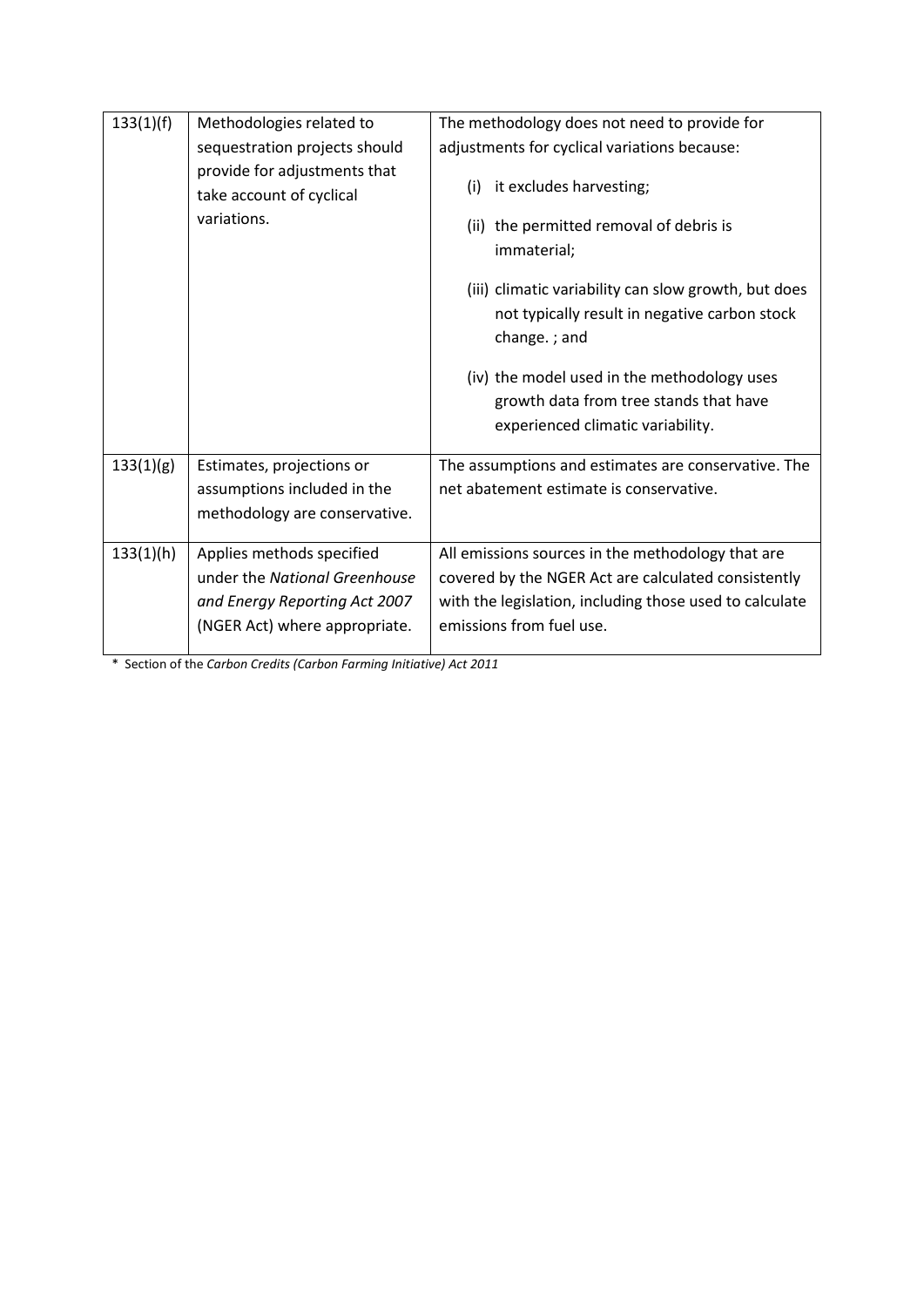| | | |
|---|---|---|
| 133(1)(f) | Methodologies related to sequestration projects should provide for adjustments that take account of cyclical variations. | The methodology does not need to provide for adjustments for cyclical variations because:<br><br>(i) it excludes harvesting;<br><br>(ii) the permitted removal of debris is immaterial;<br><br>(iii) climatic variability can slow growth, but does not typically result in negative carbon stock change. ; and<br><br>(iv) the model used in the methodology uses growth data from tree stands that have experienced climatic variability. |
| 133(1)(g) | Estimates, projections or assumptions included in the methodology are conservative. | The assumptions and estimates are conservative. The net abatement estimate is conservative. |
| 133(1)(h) | Applies methods specified under the *National Greenhouse and Energy Reporting Act 2007* (NGER Act) where appropriate. | All emissions sources in the methodology that are covered by the NGER Act are calculated consistently with the legislation, including those used to calculate emissions from fuel use. |

\* Section of the *Carbon Credits (Carbon Farming Initiative) Act 2011*